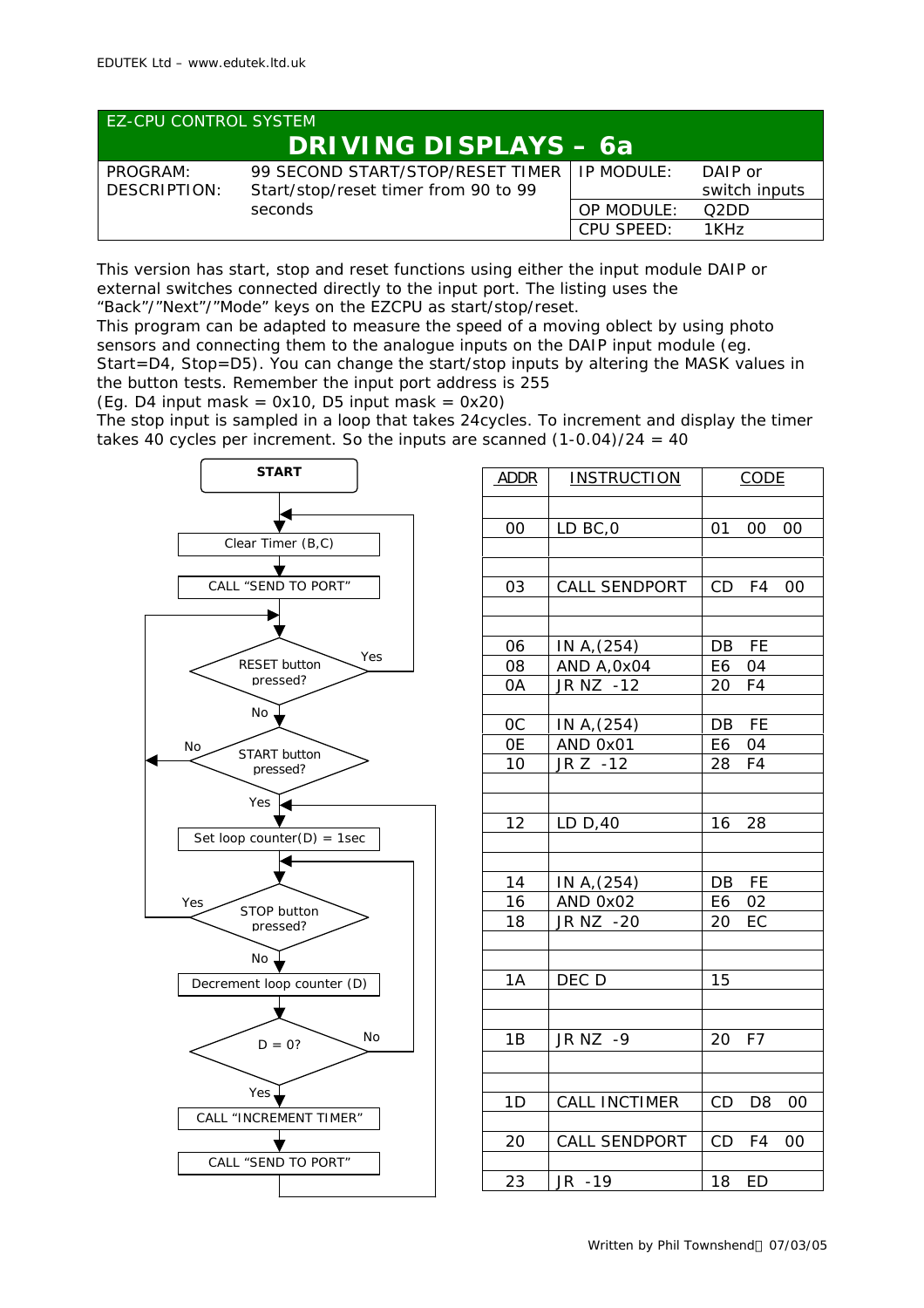EDUTEK Ltd – www.edutek.ltd.uk

EZ-CPU CONTROL SYSTEM

# DRIVING DISPLAYS – 6a

| PROGRAM: | 99 SECOND START/STOP/RESET TIMER | IP MODULE: | DAIP or switch inputs |
|---|---|---|---|
| DESCRIPTION: | Start/stop/reset timer from 90 to 99 seconds | OP MODULE: | Q2DD |
| | | CPU SPEED: | 1KHz |

This version has start, stop and reset functions using either the input module DAIP or external switches connected directly to the input port. The listing uses the "Back"/"Next"/"Mode" keys on the EZCPU as start/stop/reset.
This program can be adapted to measure the speed of a moving oblect by using photo sensors and connecting them to the analogue inputs on the DAIP input module (eg. Start=D4, Stop=D5). You can change the start/stop inputs by altering the MASK values in the button tests. Remember the input port address is 255
(Eg. D4 input mask = 0x10, D5 input mask = 0x20)
The stop input is sampled in a loop that takes 24cycles. To increment and display the timer takes 40 cycles per increment. So the inputs are scanned (1-0.04)/24 = 40

Flowchart:

- START
- Clear Timer (B,C)
- CALL "SEND TO PORT"
- RESET button pressed? — Yes: back to Clear Timer; No: continue
- START button pressed? — No: back to RESET button test; Yes: continue
- Set loop counter(D) = 1sec
- STOP button pressed? — Yes: back to RESET button test; No: continue
- Decrement loop counter (D)
- D = 0? — No: back to STOP button test; Yes: continue
- CALL "INCREMENT TIMER"
- CALL "SEND TO PORT"
- back to Set loop counter(D) = 1sec

| ADDR | INSTRUCTION | CODE |
|---|---|---|
| 00 | LD BC,0 | 01 00 00 |
| 03 | CALL SENDPORT | CD F4 00 |
| 06 | IN A,(254) | DB FE |
| 08 | AND A,0x04 | E6 04 |
| 0A | JR NZ -12 | 20 F4 |
| 0C | IN A,(254) | DB FE |
| 0E | AND 0x01 | E6 04 |
| 10 | JR Z -12 | 28 F4 |
| 12 | LD D,40 | 16 28 |
| 14 | IN A,(254) | DB FE |
| 16 | AND 0x02 | E6 02 |
| 18 | JR NZ -20 | 20 EC |
| 1A | DEC D | 15 |
| 1B | JR NZ -9 | 20 F7 |
| 1D | CALL INCTIMER | CD D8 00 |
| 20 | CALL SENDPORT | CD F4 00 |
| 23 | JR -19 | 18 ED |

Written by Phil Townshend 07/03/05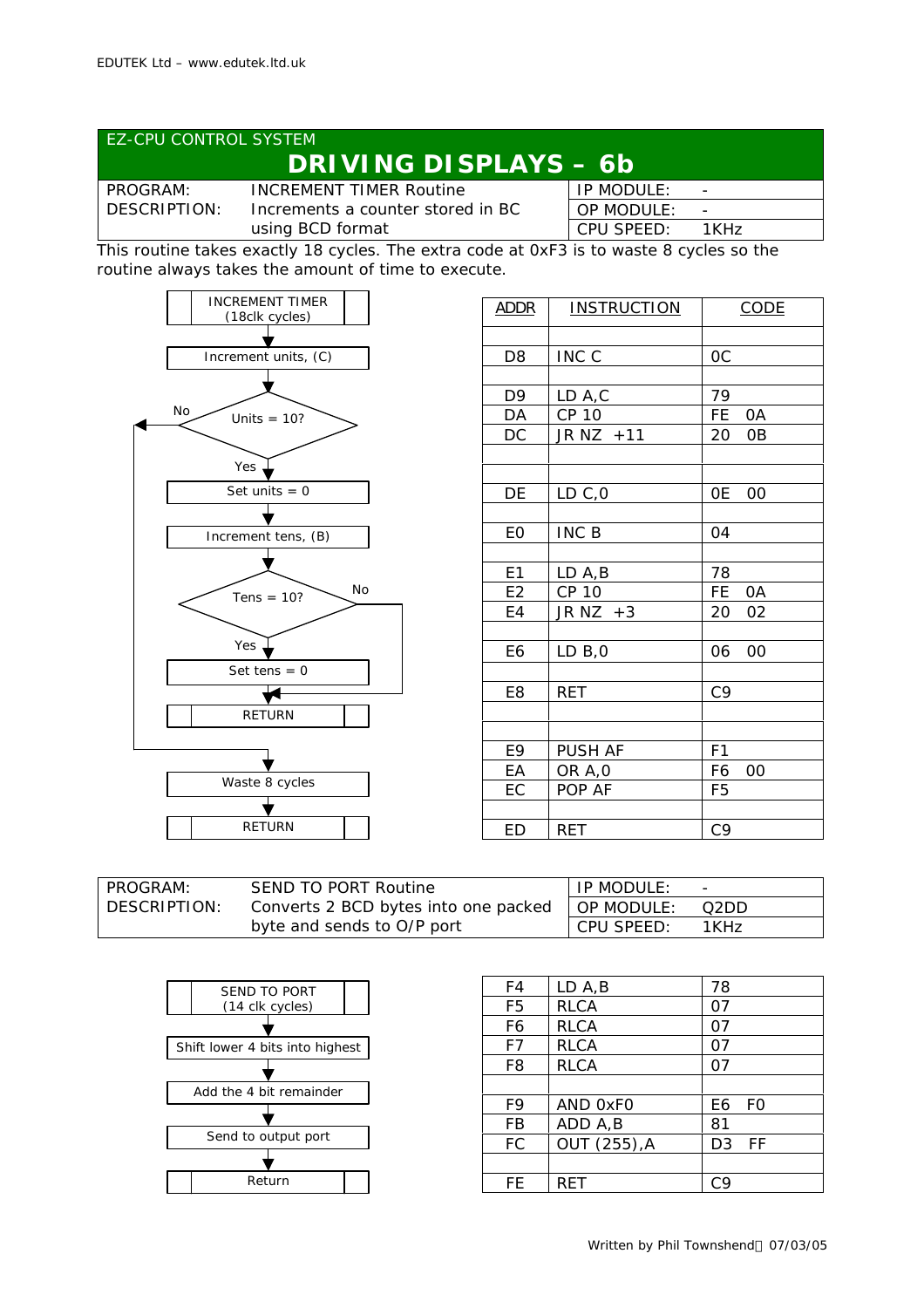EDUTEK Ltd – www.edutek.ltd.uk

## EZ-CPU CONTROL SYSTEM

# DRIVING DISPLAYS – 6b

| | | | |
|---|---|---|---|
| PROGRAM: | INCREMENT TIMER Routine | IP MODULE: | - |
| DESCRIPTION: | Increments a counter stored in BC using BCD format | OP MODULE: | - |
| | | CPU SPEED: | 1KHz |

This routine takes exactly 18 cycles. The extra code at 0xF3 is to waste 8 cycles so the routine always takes the amount of time to execute.

INCREMENT TIMER (18clk cycles)

Increment units, (C)

Units = 10?

No

Yes

Set units = 0

Increment tens, (B)

Tens = 10?

No

Yes

Set tens = 0

RETURN

Waste 8 cycles

RETURN

| ADDR | INSTRUCTION | CODE |
|---|---|---|
| D8 | INC C | 0C |
| D9 | LD A,C | 79 |
| DA | CP 10 | FE 0A |
| DC | JR NZ +11 | 20 0B |
| DE | LD C,0 | 0E 00 |
| E0 | INC B | 04 |
| E1 | LD A,B | 78 |
| E2 | CP 10 | FE 0A |
| E4 | JR NZ +3 | 20 02 |
| E6 | LD B,0 | 06 00 |
| E8 | RET | C9 |
| E9 | PUSH AF | F1 |
| EA | OR A,0 | F6 00 |
| EC | POP AF | F5 |
| ED | RET | C9 |

| | | | |
|---|---|---|---|
| PROGRAM: | SEND TO PORT Routine | IP MODULE: | - |
| DESCRIPTION: | Converts 2 BCD bytes into one packed byte and sends to O/P port | OP MODULE: | Q2DD |
| | | CPU SPEED: | 1KHz |

SEND TO PORT (14 clk cycles)

Shift lower 4 bits into highest

Add the 4 bit remainder

Send to output port

Return

| ADDR | INSTRUCTION | CODE |
|---|---|---|
| F4 | LD A,B | 78 |
| F5 | RLCA | 07 |
| F6 | RLCA | 07 |
| F7 | RLCA | 07 |
| F8 | RLCA | 07 |
| F9 | AND 0xF0 | E6 F0 |
| FB | ADD A,B | 81 |
| FC | OUT (255),A | D3 FF |
| FE | RET | C9 |

Written by Phil Townshend 07/03/05